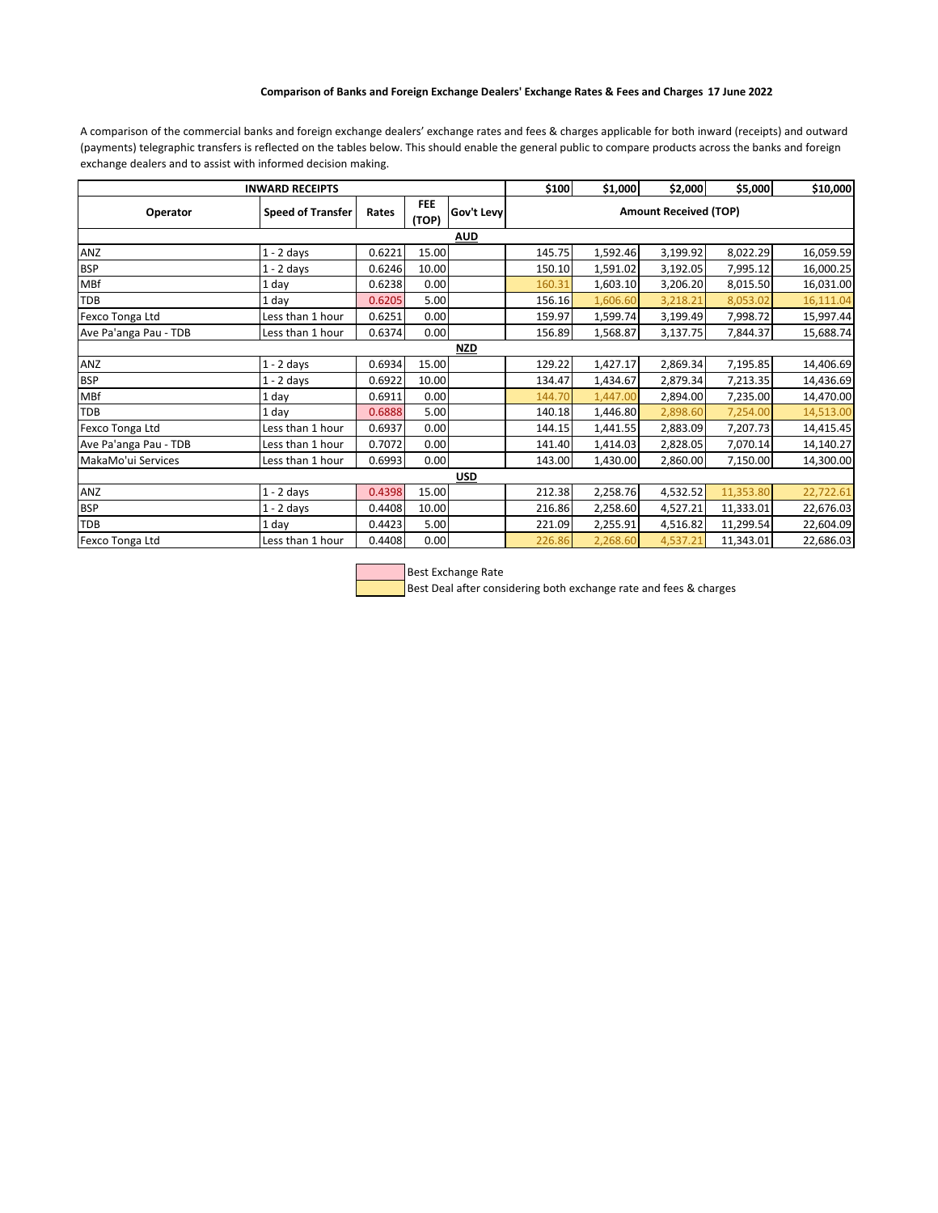**Comparison of Banks and Foreign Exchange Dealers' Exchange Rates & Fees and Charges 17 June 2022**

A comparison of the commercial banks and foreign exchange dealers' exchange rates and fees & charges applicable for both inward (receipts) and outward (payments) telegraphic transfers is reflected on the tables below. This should enable the general public to compare products across the banks and foreign exchange dealers and to assist with informed decision making.

| INWARD RECEIPTS | | | | | $100 | $1,000 | $2,000 | $5,000 | $10,000 |
|---|---|---|---|---|---|---|---|---|---|
| Operator | Speed of Transfer | Rates | FEE (TOP) | Gov't Levy | Amount Received (TOP) | | | | |
| | | | | **AUD** | | | | | |
| ANZ | 1 - 2 days | 0.6221 | 15.00 | | 145.75 | 1,592.46 | 3,199.92 | 8,022.29 | 16,059.59 |
| BSP | 1 - 2 days | 0.6246 | 10.00 | | 150.10 | 1,591.02 | 3,192.05 | 7,995.12 | 16,000.25 |
| MBf | 1 day | 0.6238 | 0.00 | | 160.31 | 1,603.10 | 3,206.20 | 8,015.50 | 16,031.00 |
| TDB | 1 day | 0.6205 | 5.00 | | 156.16 | 1,606.60 | 3,218.21 | 8,053.02 | 16,111.04 |
| Fexco Tonga Ltd | Less than 1 hour | 0.6251 | 0.00 | | 159.97 | 1,599.74 | 3,199.49 | 7,998.72 | 15,997.44 |
| Ave Pa'anga Pau - TDB | Less than 1 hour | 0.6374 | 0.00 | | 156.89 | 1,568.87 | 3,137.75 | 7,844.37 | 15,688.74 |
| | | | | **NZD** | | | | | |
| ANZ | 1 - 2 days | 0.6934 | 15.00 | | 129.22 | 1,427.17 | 2,869.34 | 7,195.85 | 14,406.69 |
| BSP | 1 - 2 days | 0.6922 | 10.00 | | 134.47 | 1,434.67 | 2,879.34 | 7,213.35 | 14,436.69 |
| MBf | 1 day | 0.6911 | 0.00 | | 144.70 | 1,447.00 | 2,894.00 | 7,235.00 | 14,470.00 |
| TDB | 1 day | 0.6888 | 5.00 | | 140.18 | 1,446.80 | 2,898.60 | 7,254.00 | 14,513.00 |
| Fexco Tonga Ltd | Less than 1 hour | 0.6937 | 0.00 | | 144.15 | 1,441.55 | 2,883.09 | 7,207.73 | 14,415.45 |
| Ave Pa'anga Pau - TDB | Less than 1 hour | 0.7072 | 0.00 | | 141.40 | 1,414.03 | 2,828.05 | 7,070.14 | 14,140.27 |
| MakaMo'ui Services | Less than 1 hour | 0.6993 | 0.00 | | 143.00 | 1,430.00 | 2,860.00 | 7,150.00 | 14,300.00 |
| | | | | **USD** | | | | | |
| ANZ | 1 - 2 days | 0.4398 | 15.00 | | 212.38 | 2,258.76 | 4,532.52 | 11,353.80 | 22,722.61 |
| BSP | 1 - 2 days | 0.4408 | 10.00 | | 216.86 | 2,258.60 | 4,527.21 | 11,333.01 | 22,676.03 |
| TDB | 1 day | 0.4423 | 5.00 | | 221.09 | 2,255.91 | 4,516.82 | 11,299.54 | 22,604.09 |
| Fexco Tonga Ltd | Less than 1 hour | 0.4408 | 0.00 | | 226.86 | 2,268.60 | 4,537.21 | 11,343.01 | 22,686.03 |

Best Exchange Rate

Best Deal after considering both exchange rate and fees & charges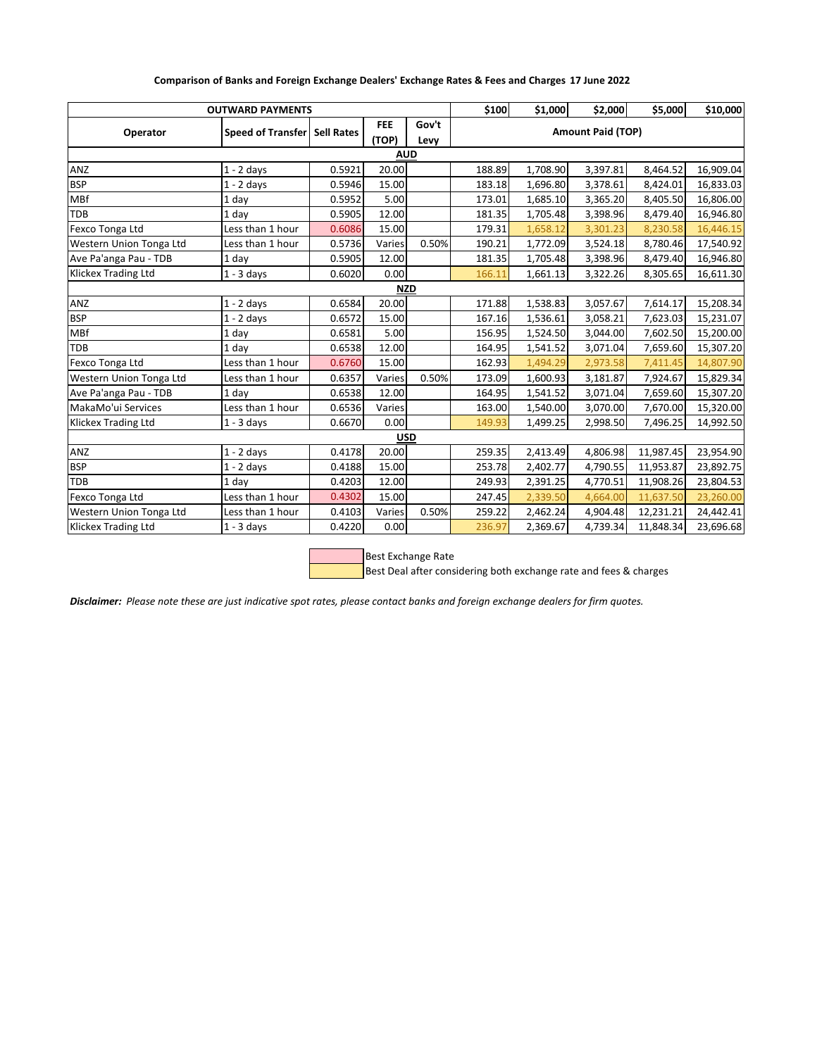**Comparison of Banks and Foreign Exchange Dealers' Exchange Rates & Fees and Charges 17 June 2022**

| OUTWARD PAYMENTS | | | | | $100 | $1,000 | $2,000 | $5,000 | $10,000 |
|---|---|---|---|---|---|---|---|---|---|
| Operator | Speed of Transfer | Sell Rates | FEE (TOP) | Gov't Levy | Amount Paid (TOP) | | | | |
| **AUD** | | | | | | | | | |
| ANZ | 1 - 2 days | 0.5921 | 20.00 | | 188.89 | 1,708.90 | 3,397.81 | 8,464.52 | 16,909.04 |
| BSP | 1 - 2 days | 0.5946 | 15.00 | | 183.18 | 1,696.80 | 3,378.61 | 8,424.01 | 16,833.03 |
| MBf | 1 day | 0.5952 | 5.00 | | 173.01 | 1,685.10 | 3,365.20 | 8,405.50 | 16,806.00 |
| TDB | 1 day | 0.5905 | 12.00 | | 181.35 | 1,705.48 | 3,398.96 | 8,479.40 | 16,946.80 |
| Fexco Tonga Ltd | Less than 1 hour | 0.6086 | 15.00 | | 179.31 | 1,658.12 | 3,301.23 | 8,230.58 | 16,446.15 |
| Western Union Tonga Ltd | Less than 1 hour | 0.5736 | Varies | 0.50% | 190.21 | 1,772.09 | 3,524.18 | 8,780.46 | 17,540.92 |
| Ave Pa'anga Pau - TDB | 1 day | 0.5905 | 12.00 | | 181.35 | 1,705.48 | 3,398.96 | 8,479.40 | 16,946.80 |
| Klickex Trading Ltd | 1 - 3 days | 0.6020 | 0.00 | | 166.11 | 1,661.13 | 3,322.26 | 8,305.65 | 16,611.30 |
| **NZD** | | | | | | | | | |
| ANZ | 1 - 2 days | 0.6584 | 20.00 | | 171.88 | 1,538.83 | 3,057.67 | 7,614.17 | 15,208.34 |
| BSP | 1 - 2 days | 0.6572 | 15.00 | | 167.16 | 1,536.61 | 3,058.21 | 7,623.03 | 15,231.07 |
| MBf | 1 day | 0.6581 | 5.00 | | 156.95 | 1,524.50 | 3,044.00 | 7,602.50 | 15,200.00 |
| TDB | 1 day | 0.6538 | 12.00 | | 164.95 | 1,541.52 | 3,071.04 | 7,659.60 | 15,307.20 |
| Fexco Tonga Ltd | Less than 1 hour | 0.6760 | 15.00 | | 162.93 | 1,494.29 | 2,973.58 | 7,411.45 | 14,807.90 |
| Western Union Tonga Ltd | Less than 1 hour | 0.6357 | Varies | 0.50% | 173.09 | 1,600.93 | 3,181.87 | 7,924.67 | 15,829.34 |
| Ave Pa'anga Pau - TDB | 1 day | 0.6538 | 12.00 | | 164.95 | 1,541.52 | 3,071.04 | 7,659.60 | 15,307.20 |
| MakaMo'ui Services | Less than 1 hour | 0.6536 | Varies | | 163.00 | 1,540.00 | 3,070.00 | 7,670.00 | 15,320.00 |
| Klickex Trading Ltd | 1 - 3 days | 0.6670 | 0.00 | | 149.93 | 1,499.25 | 2,998.50 | 7,496.25 | 14,992.50 |
| **USD** | | | | | | | | | |
| ANZ | 1 - 2 days | 0.4178 | 20.00 | | 259.35 | 2,413.49 | 4,806.98 | 11,987.45 | 23,954.90 |
| BSP | 1 - 2 days | 0.4188 | 15.00 | | 253.78 | 2,402.77 | 4,790.55 | 11,953.87 | 23,892.75 |
| TDB | 1 day | 0.4203 | 12.00 | | 249.93 | 2,391.25 | 4,770.51 | 11,908.26 | 23,804.53 |
| Fexco Tonga Ltd | Less than 1 hour | 0.4302 | 15.00 | | 247.45 | 2,339.50 | 4,664.00 | 11,637.50 | 23,260.00 |
| Western Union Tonga Ltd | Less than 1 hour | 0.4103 | Varies | 0.50% | 259.22 | 2,462.24 | 4,904.48 | 12,231.21 | 24,442.41 |
| Klickex Trading Ltd | 1 - 3 days | 0.4220 | 0.00 | | 236.97 | 2,369.67 | 4,739.34 | 11,848.34 | 23,696.68 |

Best Exchange Rate

Best Deal after considering both exchange rate and fees & charges

***Disclaimer:*** *Please note these are just indicative spot rates, please contact banks and foreign exchange dealers for firm quotes.*